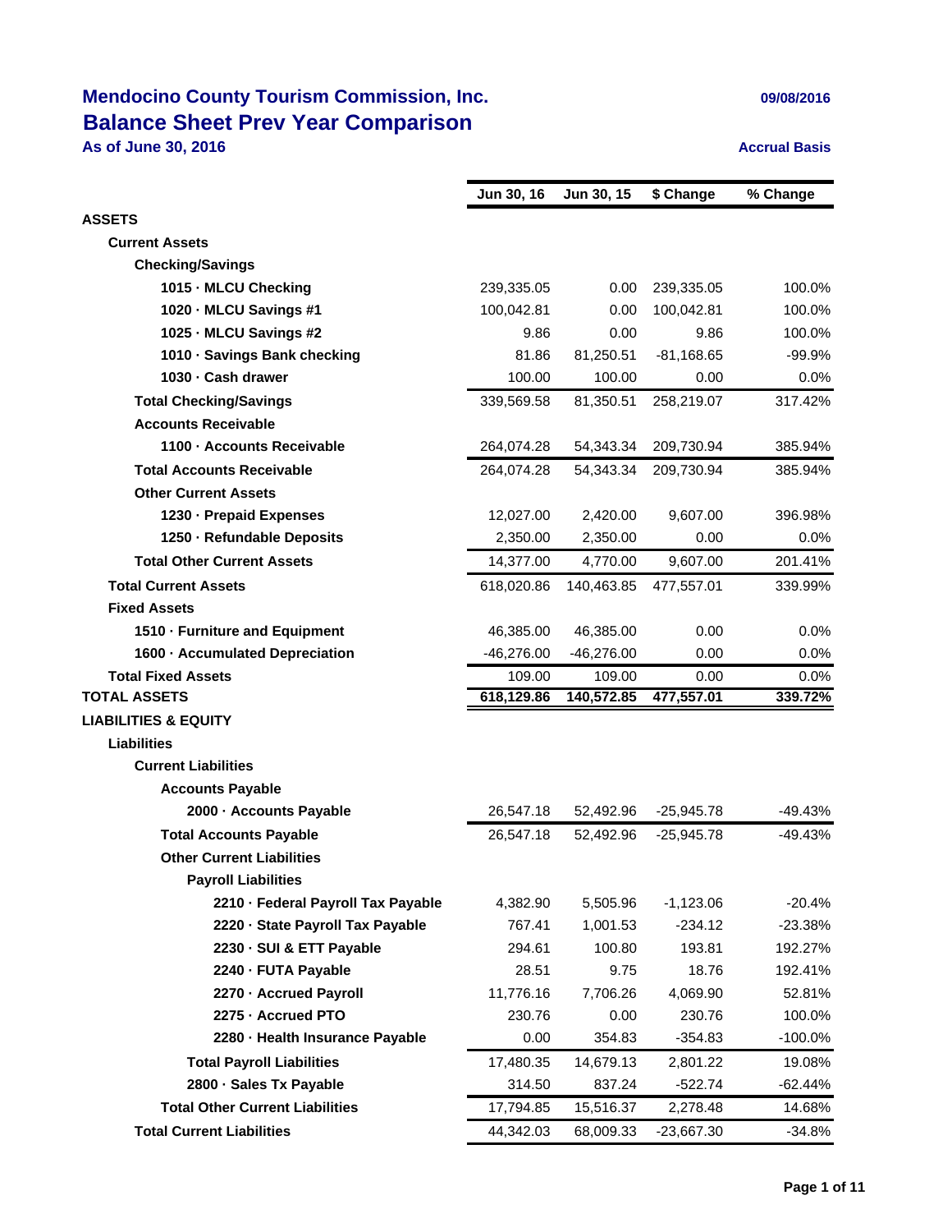# Mendocino County Tourism Commission, Inc.

## Balance Sheet Prev Year Comparison

**As of June 30, 2016**

09/08/2016

Accrual Basis

| | Jun 30, 16 | Jun 30, 15 | $ Change | % Change |
|---|---|---|---|---|
| **ASSETS** | | | | |
| **Current Assets** | | | | |
| **Checking/Savings** | | | | |
| **1015 · MLCU Checking** | 239,335.05 | 0.00 | 239,335.05 | 100.0% |
| **1020 · MLCU Savings #1** | 100,042.81 | 0.00 | 100,042.81 | 100.0% |
| **1025 · MLCU Savings #2** | 9.86 | 0.00 | 9.86 | 100.0% |
| **1010 · Savings Bank checking** | 81.86 | 81,250.51 | -81,168.65 | -99.9% |
| **1030 · Cash drawer** | 100.00 | 100.00 | 0.00 | 0.0% |
| **Total Checking/Savings** | 339,569.58 | 81,350.51 | 258,219.07 | 317.42% |
| **Accounts Receivable** | | | | |
| **1100 · Accounts Receivable** | 264,074.28 | 54,343.34 | 209,730.94 | 385.94% |
| **Total Accounts Receivable** | 264,074.28 | 54,343.34 | 209,730.94 | 385.94% |
| **Other Current Assets** | | | | |
| **1230 · Prepaid Expenses** | 12,027.00 | 2,420.00 | 9,607.00 | 396.98% |
| **1250 · Refundable Deposits** | 2,350.00 | 2,350.00 | 0.00 | 0.0% |
| **Total Other Current Assets** | 14,377.00 | 4,770.00 | 9,607.00 | 201.41% |
| **Total Current Assets** | 618,020.86 | 140,463.85 | 477,557.01 | 339.99% |
| **Fixed Assets** | | | | |
| **1510 · Furniture and Equipment** | 46,385.00 | 46,385.00 | 0.00 | 0.0% |
| **1600 · Accumulated Depreciation** | -46,276.00 | -46,276.00 | 0.00 | 0.0% |
| **Total Fixed Assets** | 109.00 | 109.00 | 0.00 | 0.0% |
| **TOTAL ASSETS** | **618,129.86** | **140,572.85** | **477,557.01** | **339.72%** |
| **LIABILITIES & EQUITY** | | | | |
| **Liabilities** | | | | |
| **Current Liabilities** | | | | |
| **Accounts Payable** | | | | |
| **2000 · Accounts Payable** | 26,547.18 | 52,492.96 | -25,945.78 | -49.43% |
| **Total Accounts Payable** | 26,547.18 | 52,492.96 | -25,945.78 | -49.43% |
| **Other Current Liabilities** | | | | |
| **Payroll Liabilities** | | | | |
| **2210 · Federal Payroll Tax Payable** | 4,382.90 | 5,505.96 | -1,123.06 | -20.4% |
| **2220 · State Payroll Tax Payable** | 767.41 | 1,001.53 | -234.12 | -23.38% |
| **2230 · SUI & ETT Payable** | 294.61 | 100.80 | 193.81 | 192.27% |
| **2240 · FUTA Payable** | 28.51 | 9.75 | 18.76 | 192.41% |
| **2270 · Accrued Payroll** | 11,776.16 | 7,706.26 | 4,069.90 | 52.81% |
| **2275 · Accrued PTO** | 230.76 | 0.00 | 230.76 | 100.0% |
| **2280 · Health Insurance Payable** | 0.00 | 354.83 | -354.83 | -100.0% |
| **Total Payroll Liabilities** | 17,480.35 | 14,679.13 | 2,801.22 | 19.08% |
| **2800 · Sales Tx Payable** | 314.50 | 837.24 | -522.74 | -62.44% |
| **Total Other Current Liabilities** | 17,794.85 | 15,516.37 | 2,278.48 | 14.68% |
| **Total Current Liabilities** | 44,342.03 | 68,009.33 | -23,667.30 | -34.8% |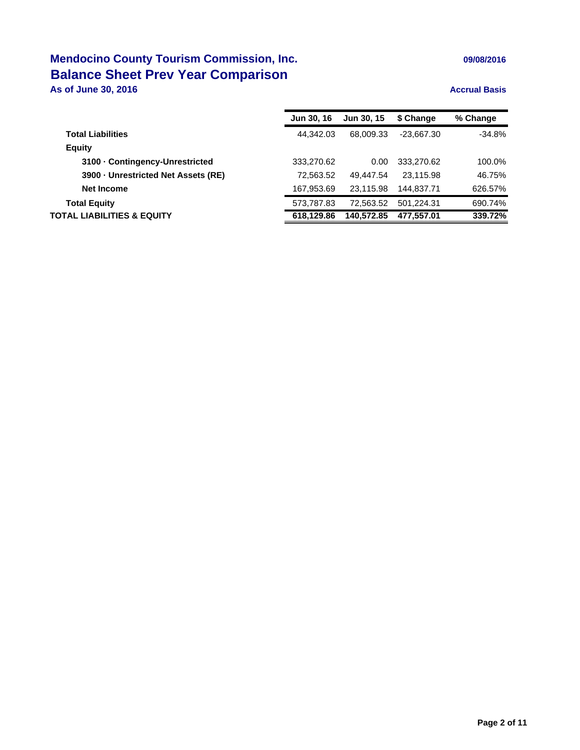## Mendocino County Tourism Commission, Inc.

09/08/2016

## Balance Sheet Prev Year Comparison

**As of June 30, 2016**

**Accrual Basis**

| | Jun 30, 16 | Jun 30, 15 | $ Change | % Change |
|---|---|---|---|---|
| **Total Liabilities** | 44,342.03 | 68,009.33 | -23,667.30 | -34.8% |
| **Equity** | | | | |
| **3100 · Contingency-Unrestricted** | 333,270.62 | 0.00 | 333,270.62 | 100.0% |
| **3900 · Unrestricted Net Assets (RE)** | 72,563.52 | 49,447.54 | 23,115.98 | 46.75% |
| **Net Income** | 167,953.69 | 23,115.98 | 144,837.71 | 626.57% |
| **Total Equity** | 573,787.83 | 72,563.52 | 501,224.31 | 690.74% |
| **TOTAL LIABILITIES & EQUITY** | **618,129.86** | **140,572.85** | **477,557.01** | **339.72%** |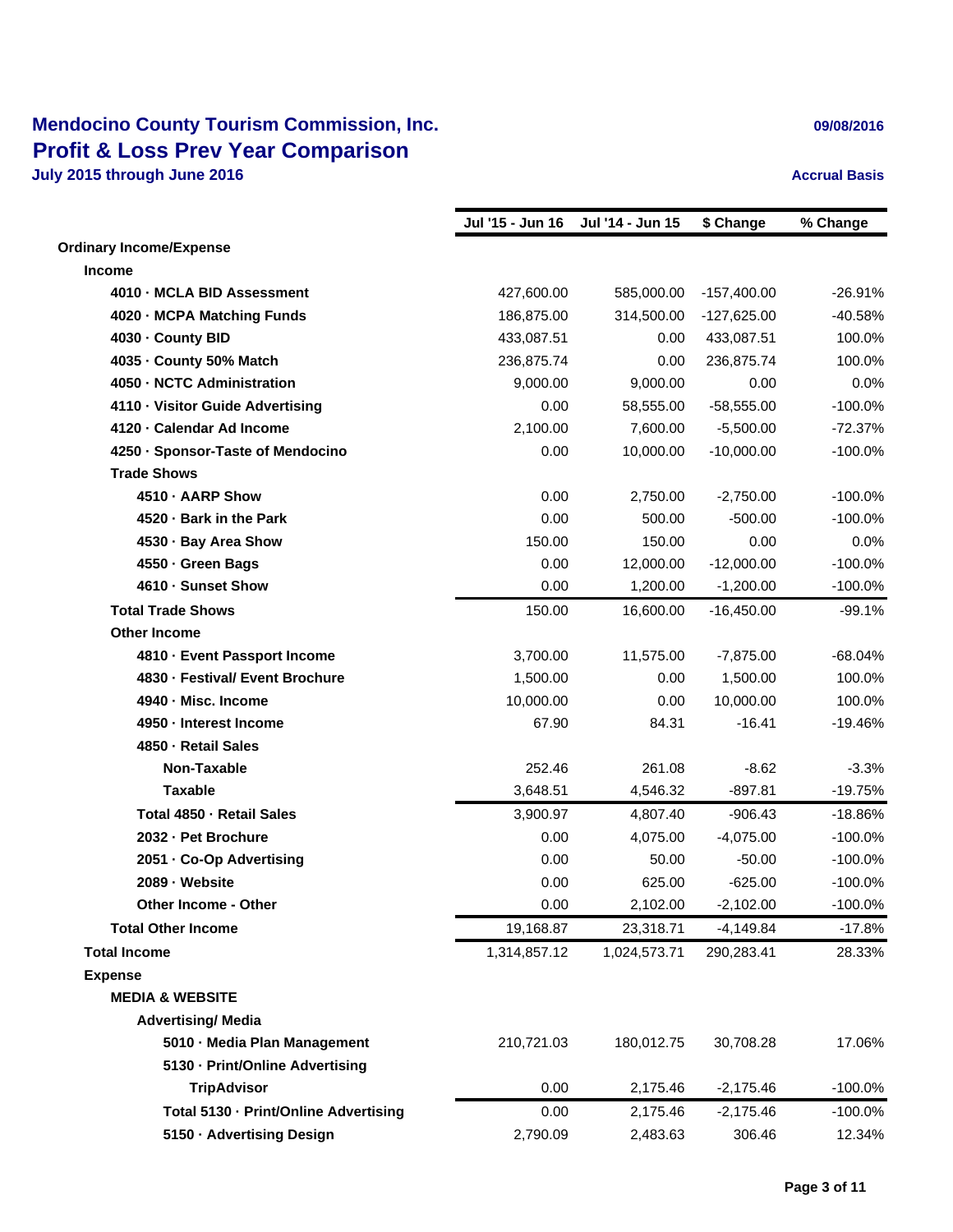# Mendocino County Tourism Commission, Inc.

## Profit & Loss Prev Year Comparison

**July 2015 through June 2016**

09/08/2016

Accrual Basis

| | Jul '15 - Jun 16 | Jul '14 - Jun 15 | $ Change | % Change |
|---|---|---|---|---|
| **Ordinary Income/Expense** | | | | |
| **Income** | | | | |
| **4010 · MCLA BID Assessment** | 427,600.00 | 585,000.00 | -157,400.00 | -26.91% |
| **4020 · MCPA Matching Funds** | 186,875.00 | 314,500.00 | -127,625.00 | -40.58% |
| **4030 · County BID** | 433,087.51 | 0.00 | 433,087.51 | 100.0% |
| **4035 · County 50% Match** | 236,875.74 | 0.00 | 236,875.74 | 100.0% |
| **4050 · NCTC Administration** | 9,000.00 | 9,000.00 | 0.00 | 0.0% |
| **4110 · Visitor Guide Advertising** | 0.00 | 58,555.00 | -58,555.00 | -100.0% |
| **4120 · Calendar Ad Income** | 2,100.00 | 7,600.00 | -5,500.00 | -72.37% |
| **4250 · Sponsor-Taste of Mendocino** | 0.00 | 10,000.00 | -10,000.00 | -100.0% |
| **Trade Shows** | | | | |
| **4510 · AARP Show** | 0.00 | 2,750.00 | -2,750.00 | -100.0% |
| **4520 · Bark in the Park** | 0.00 | 500.00 | -500.00 | -100.0% |
| **4530 · Bay Area Show** | 150.00 | 150.00 | 0.00 | 0.0% |
| **4550 · Green Bags** | 0.00 | 12,000.00 | -12,000.00 | -100.0% |
| **4610 · Sunset Show** | 0.00 | 1,200.00 | -1,200.00 | -100.0% |
| **Total Trade Shows** | 150.00 | 16,600.00 | -16,450.00 | -99.1% |
| **Other Income** | | | | |
| **4810 · Event Passport Income** | 3,700.00 | 11,575.00 | -7,875.00 | -68.04% |
| **4830 · Festival/ Event Brochure** | 1,500.00 | 0.00 | 1,500.00 | 100.0% |
| **4940 · Misc. Income** | 10,000.00 | 0.00 | 10,000.00 | 100.0% |
| **4950 · Interest Income** | 67.90 | 84.31 | -16.41 | -19.46% |
| **4850 · Retail Sales** | | | | |
| **Non-Taxable** | 252.46 | 261.08 | -8.62 | -3.3% |
| **Taxable** | 3,648.51 | 4,546.32 | -897.81 | -19.75% |
| **Total 4850 · Retail Sales** | 3,900.97 | 4,807.40 | -906.43 | -18.86% |
| **2032 · Pet Brochure** | 0.00 | 4,075.00 | -4,075.00 | -100.0% |
| **2051 · Co-Op Advertising** | 0.00 | 50.00 | -50.00 | -100.0% |
| **2089 · Website** | 0.00 | 625.00 | -625.00 | -100.0% |
| **Other Income - Other** | 0.00 | 2,102.00 | -2,102.00 | -100.0% |
| **Total Other Income** | 19,168.87 | 23,318.71 | -4,149.84 | -17.8% |
| **Total Income** | 1,314,857.12 | 1,024,573.71 | 290,283.41 | 28.33% |
| **Expense** | | | | |
| **MEDIA & WEBSITE** | | | | |
| **Advertising/ Media** | | | | |
| **5010 · Media Plan Management** | 210,721.03 | 180,012.75 | 30,708.28 | 17.06% |
| **5130 · Print/Online Advertising** | | | | |
| **TripAdvisor** | 0.00 | 2,175.46 | -2,175.46 | -100.0% |
| **Total 5130 · Print/Online Advertising** | 0.00 | 2,175.46 | -2,175.46 | -100.0% |
| **5150 · Advertising Design** | 2,790.09 | 2,483.63 | 306.46 | 12.34% |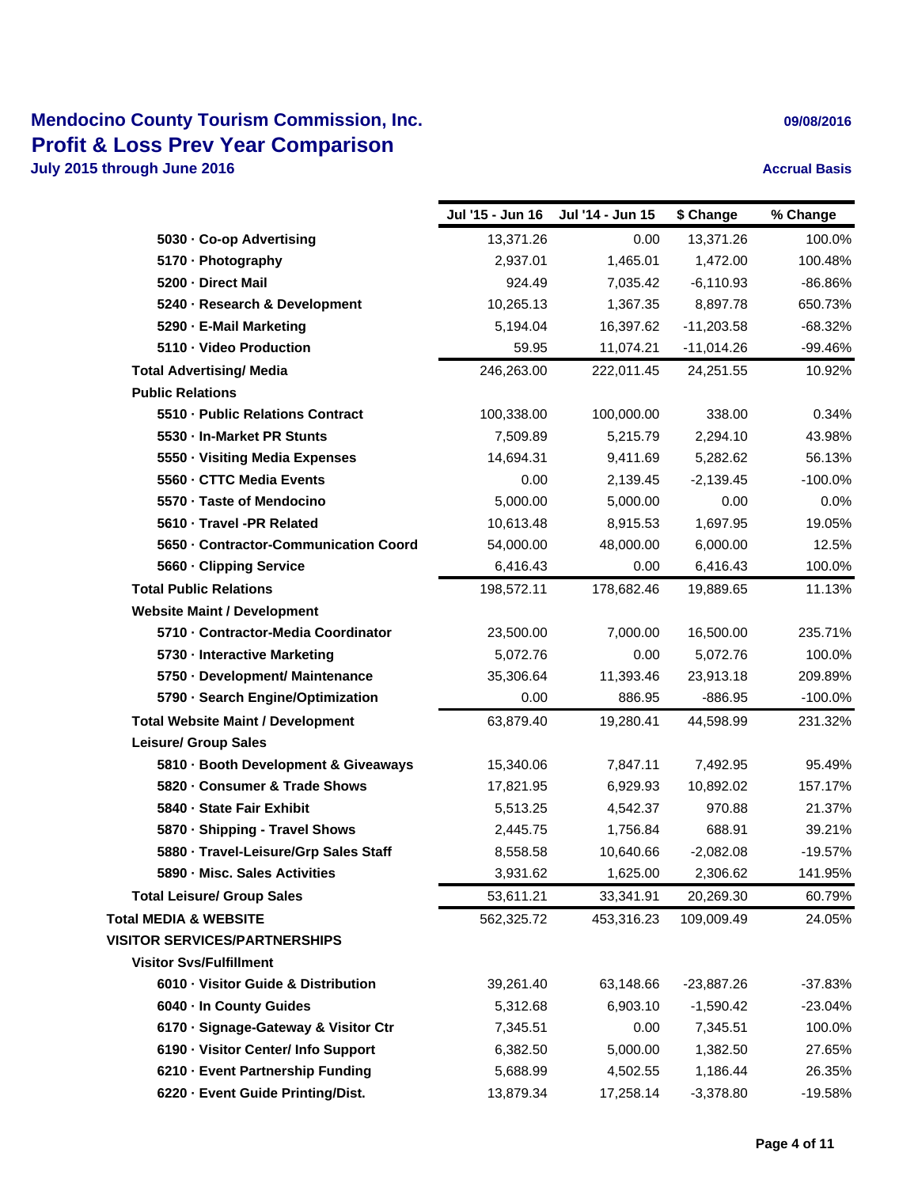# Mendocino County Tourism Commission, Inc.

## Profit & Loss Prev Year Comparison

**July 2015 through June 2016**

09/08/2016

Accrual Basis

| | Jul '15 - Jun 16 | Jul '14 - Jun 15 | $ Change | % Change |
|---|---|---|---|---|
| 5030 · Co-op Advertising | 13,371.26 | 0.00 | 13,371.26 | 100.0% |
| 5170 · Photography | 2,937.01 | 1,465.01 | 1,472.00 | 100.48% |
| 5200 · Direct Mail | 924.49 | 7,035.42 | -6,110.93 | -86.86% |
| 5240 · Research & Development | 10,265.13 | 1,367.35 | 8,897.78 | 650.73% |
| 5290 · E-Mail Marketing | 5,194.04 | 16,397.62 | -11,203.58 | -68.32% |
| 5110 · Video Production | 59.95 | 11,074.21 | -11,014.26 | -99.46% |
| **Total Advertising/ Media** | 246,263.00 | 222,011.45 | 24,251.55 | 10.92% |
| **Public Relations** | | | | |
| 5510 · Public Relations Contract | 100,338.00 | 100,000.00 | 338.00 | 0.34% |
| 5530 · In-Market PR Stunts | 7,509.89 | 5,215.79 | 2,294.10 | 43.98% |
| 5550 · Visiting Media Expenses | 14,694.31 | 9,411.69 | 5,282.62 | 56.13% |
| 5560 · CTTC Media Events | 0.00 | 2,139.45 | -2,139.45 | -100.0% |
| 5570 · Taste of Mendocino | 5,000.00 | 5,000.00 | 0.00 | 0.0% |
| 5610 · Travel -PR Related | 10,613.48 | 8,915.53 | 1,697.95 | 19.05% |
| 5650 · Contractor-Communication Coord | 54,000.00 | 48,000.00 | 6,000.00 | 12.5% |
| 5660 · Clipping Service | 6,416.43 | 0.00 | 6,416.43 | 100.0% |
| **Total Public Relations** | 198,572.11 | 178,682.46 | 19,889.65 | 11.13% |
| **Website Maint / Development** | | | | |
| 5710 · Contractor-Media Coordinator | 23,500.00 | 7,000.00 | 16,500.00 | 235.71% |
| 5730 · Interactive Marketing | 5,072.76 | 0.00 | 5,072.76 | 100.0% |
| 5750 · Development/ Maintenance | 35,306.64 | 11,393.46 | 23,913.18 | 209.89% |
| 5790 · Search Engine/Optimization | 0.00 | 886.95 | -886.95 | -100.0% |
| **Total Website Maint / Development** | 63,879.40 | 19,280.41 | 44,598.99 | 231.32% |
| **Leisure/ Group Sales** | | | | |
| 5810 · Booth Development & Giveaways | 15,340.06 | 7,847.11 | 7,492.95 | 95.49% |
| 5820 · Consumer & Trade Shows | 17,821.95 | 6,929.93 | 10,892.02 | 157.17% |
| 5840 · State Fair Exhibit | 5,513.25 | 4,542.37 | 970.88 | 21.37% |
| 5870 · Shipping - Travel Shows | 2,445.75 | 1,756.84 | 688.91 | 39.21% |
| 5880 · Travel-Leisure/Grp Sales Staff | 8,558.58 | 10,640.66 | -2,082.08 | -19.57% |
| 5890 · Misc. Sales Activities | 3,931.62 | 1,625.00 | 2,306.62 | 141.95% |
| **Total Leisure/ Group Sales** | 53,611.21 | 33,341.91 | 20,269.30 | 60.79% |
| **Total MEDIA & WEBSITE** | 562,325.72 | 453,316.23 | 109,009.49 | 24.05% |
| **VISITOR SERVICES/PARTNERSHIPS** | | | | |
| **Visitor Svs/Fulfillment** | | | | |
| 6010 · Visitor Guide & Distribution | 39,261.40 | 63,148.66 | -23,887.26 | -37.83% |
| 6040 · In County Guides | 5,312.68 | 6,903.10 | -1,590.42 | -23.04% |
| 6170 · Signage-Gateway & Visitor Ctr | 7,345.51 | 0.00 | 7,345.51 | 100.0% |
| 6190 · Visitor Center/ Info Support | 6,382.50 | 5,000.00 | 1,382.50 | 27.65% |
| 6210 · Event Partnership Funding | 5,688.99 | 4,502.55 | 1,186.44 | 26.35% |
| 6220 · Event Guide Printing/Dist. | 13,879.34 | 17,258.14 | -3,378.80 | -19.58% |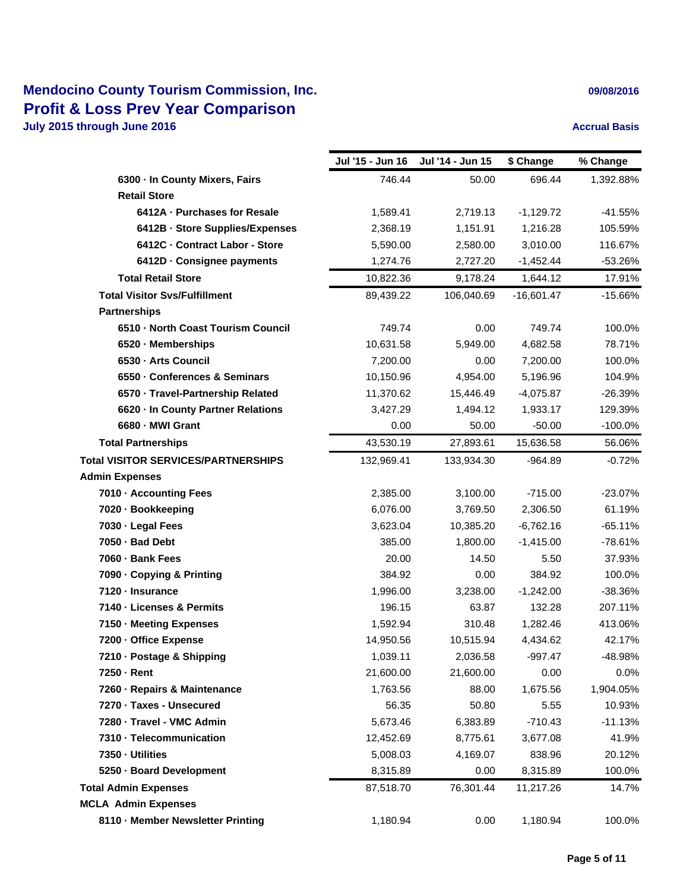# Mendocino County Tourism Commission, Inc.

## Profit & Loss Prev Year Comparison

**July 2015 through June 2016**

09/08/2016

Accrual Basis

| | Jul '15 - Jun 16 | Jul '14 - Jun 15 | $ Change | % Change |
|---|---|---|---|---|
| 6300 · In County Mixers, Fairs | 746.44 | 50.00 | 696.44 | 1,392.88% |
| Retail Store | | | | |
| 6412A · Purchases for Resale | 1,589.41 | 2,719.13 | -1,129.72 | -41.55% |
| 6412B · Store Supplies/Expenses | 2,368.19 | 1,151.91 | 1,216.28 | 105.59% |
| 6412C · Contract Labor - Store | 5,590.00 | 2,580.00 | 3,010.00 | 116.67% |
| 6412D · Consignee payments | 1,274.76 | 2,727.20 | -1,452.44 | -53.26% |
| Total Retail Store | 10,822.36 | 9,178.24 | 1,644.12 | 17.91% |
| Total Visitor Svs/Fulfillment | 89,439.22 | 106,040.69 | -16,601.47 | -15.66% |
| Partnerships | | | | |
| 6510 · North Coast Tourism Council | 749.74 | 0.00 | 749.74 | 100.0% |
| 6520 · Memberships | 10,631.58 | 5,949.00 | 4,682.58 | 78.71% |
| 6530 · Arts Council | 7,200.00 | 0.00 | 7,200.00 | 100.0% |
| 6550 · Conferences & Seminars | 10,150.96 | 4,954.00 | 5,196.96 | 104.9% |
| 6570 · Travel-Partnership Related | 11,370.62 | 15,446.49 | -4,075.87 | -26.39% |
| 6620 · In County Partner Relations | 3,427.29 | 1,494.12 | 1,933.17 | 129.39% |
| 6680 · MWI Grant | 0.00 | 50.00 | -50.00 | -100.0% |
| Total Partnerships | 43,530.19 | 27,893.61 | 15,636.58 | 56.06% |
| Total VISITOR SERVICES/PARTNERSHIPS | 132,969.41 | 133,934.30 | -964.89 | -0.72% |
| Admin Expenses | | | | |
| 7010 · Accounting Fees | 2,385.00 | 3,100.00 | -715.00 | -23.07% |
| 7020 · Bookkeeping | 6,076.00 | 3,769.50 | 2,306.50 | 61.19% |
| 7030 · Legal Fees | 3,623.04 | 10,385.20 | -6,762.16 | -65.11% |
| 7050 · Bad Debt | 385.00 | 1,800.00 | -1,415.00 | -78.61% |
| 7060 · Bank Fees | 20.00 | 14.50 | 5.50 | 37.93% |
| 7090 · Copying & Printing | 384.92 | 0.00 | 384.92 | 100.0% |
| 7120 · Insurance | 1,996.00 | 3,238.00 | -1,242.00 | -38.36% |
| 7140 · Licenses & Permits | 196.15 | 63.87 | 132.28 | 207.11% |
| 7150 · Meeting Expenses | 1,592.94 | 310.48 | 1,282.46 | 413.06% |
| 7200 · Office Expense | 14,950.56 | 10,515.94 | 4,434.62 | 42.17% |
| 7210 · Postage & Shipping | 1,039.11 | 2,036.58 | -997.47 | -48.98% |
| 7250 · Rent | 21,600.00 | 21,600.00 | 0.00 | 0.0% |
| 7260 · Repairs & Maintenance | 1,763.56 | 88.00 | 1,675.56 | 1,904.05% |
| 7270 · Taxes - Unsecured | 56.35 | 50.80 | 5.55 | 10.93% |
| 7280 · Travel - VMC Admin | 5,673.46 | 6,383.89 | -710.43 | -11.13% |
| 7310 · Telecommunication | 12,452.69 | 8,775.61 | 3,677.08 | 41.9% |
| 7350 · Utilities | 5,008.03 | 4,169.07 | 838.96 | 20.12% |
| 5250 · Board Development | 8,315.89 | 0.00 | 8,315.89 | 100.0% |
| Total Admin Expenses | 87,518.70 | 76,301.44 | 11,217.26 | 14.7% |
| MCLA Admin Expenses | | | | |
| 8110 · Member Newsletter Printing | 1,180.94 | 0.00 | 1,180.94 | 100.0% |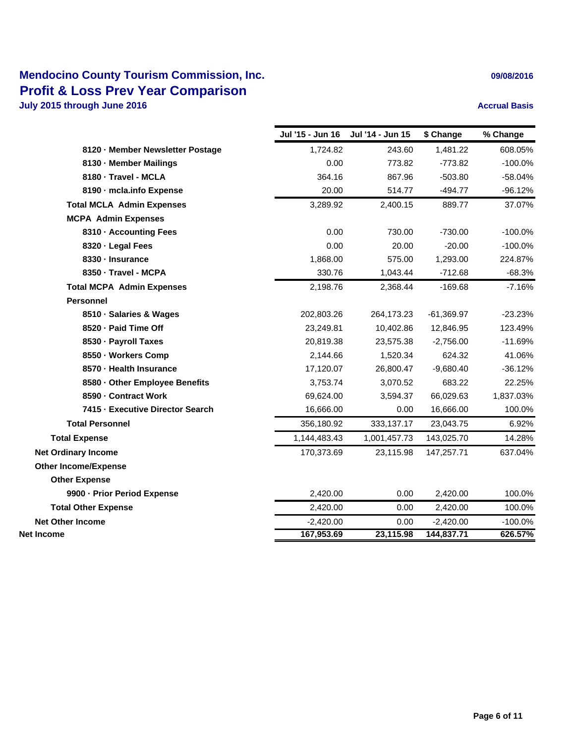# Mendocino County Tourism Commission, Inc.

## Profit & Loss Prev Year Comparison

**July 2015 through June 2016**

09/08/2016

**Accrual Basis**

| | Jul '15 - Jun 16 | Jul '14 - Jun 15 | $ Change | % Change |
|---|---|---|---|---|
| 8120 · Member Newsletter Postage | 1,724.82 | 243.60 | 1,481.22 | 608.05% |
| 8130 · Member Mailings | 0.00 | 773.82 | -773.82 | -100.0% |
| 8180 · Travel - MCLA | 364.16 | 867.96 | -503.80 | -58.04% |
| 8190 · mcla.info Expense | 20.00 | 514.77 | -494.77 | -96.12% |
| **Total MCLA Admin Expenses** | 3,289.92 | 2,400.15 | 889.77 | 37.07% |
| **MCPA Admin Expenses** | | | | |
| 8310 · Accounting Fees | 0.00 | 730.00 | -730.00 | -100.0% |
| 8320 · Legal Fees | 0.00 | 20.00 | -20.00 | -100.0% |
| 8330 · Insurance | 1,868.00 | 575.00 | 1,293.00 | 224.87% |
| 8350 · Travel - MCPA | 330.76 | 1,043.44 | -712.68 | -68.3% |
| **Total MCPA Admin Expenses** | 2,198.76 | 2,368.44 | -169.68 | -7.16% |
| **Personnel** | | | | |
| 8510 · Salaries & Wages | 202,803.26 | 264,173.23 | -61,369.97 | -23.23% |
| 8520 · Paid Time Off | 23,249.81 | 10,402.86 | 12,846.95 | 123.49% |
| 8530 · Payroll Taxes | 20,819.38 | 23,575.38 | -2,756.00 | -11.69% |
| 8550 · Workers Comp | 2,144.66 | 1,520.34 | 624.32 | 41.06% |
| 8570 · Health Insurance | 17,120.07 | 26,800.47 | -9,680.40 | -36.12% |
| 8580 · Other Employee Benefits | 3,753.74 | 3,070.52 | 683.22 | 22.25% |
| 8590 · Contract Work | 69,624.00 | 3,594.37 | 66,029.63 | 1,837.03% |
| 7415 · Executive Director Search | 16,666.00 | 0.00 | 16,666.00 | 100.0% |
| **Total Personnel** | 356,180.92 | 333,137.17 | 23,043.75 | 6.92% |
| **Total Expense** | 1,144,483.43 | 1,001,457.73 | 143,025.70 | 14.28% |
| **Net Ordinary Income** | 170,373.69 | 23,115.98 | 147,257.71 | 637.04% |
| **Other Income/Expense** | | | | |
| **Other Expense** | | | | |
| 9900 · Prior Period Expense | 2,420.00 | 0.00 | 2,420.00 | 100.0% |
| **Total Other Expense** | 2,420.00 | 0.00 | 2,420.00 | 100.0% |
| **Net Other Income** | -2,420.00 | 0.00 | -2,420.00 | -100.0% |
| **Net Income** | **167,953.69** | **23,115.98** | **144,837.71** | **626.57%** |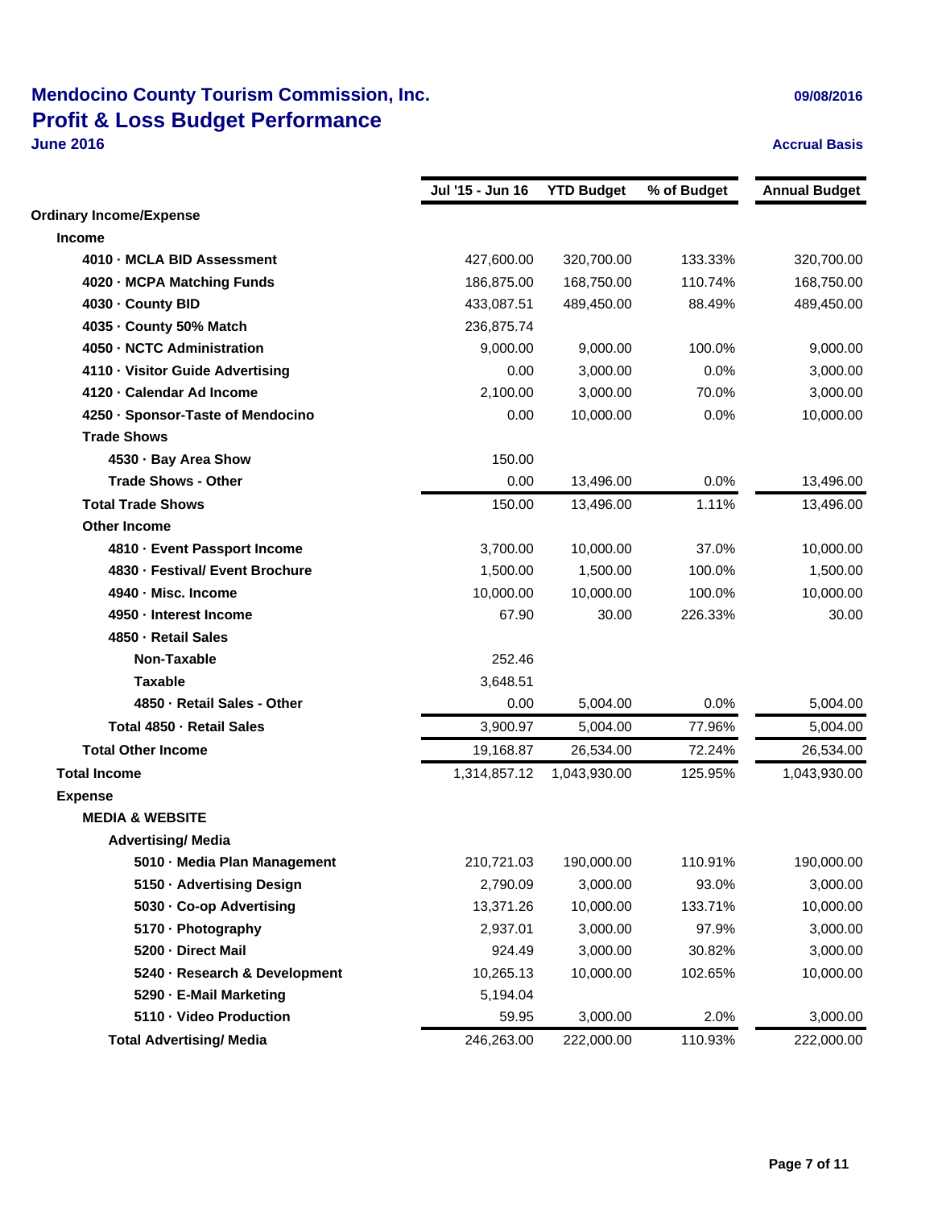# Mendocino County Tourism Commission, Inc.

## Profit & Loss Budget Performance

**June 2016**

09/08/2016

Accrual Basis

| | Jul '15 - Jun 16 | YTD Budget | % of Budget | Annual Budget |
|---|---|---|---|---|
| **Ordinary Income/Expense** | | | | |
| **Income** | | | | |
| **4010 · MCLA BID Assessment** | 427,600.00 | 320,700.00 | 133.33% | 320,700.00 |
| **4020 · MCPA Matching Funds** | 186,875.00 | 168,750.00 | 110.74% | 168,750.00 |
| **4030 · County BID** | 433,087.51 | 489,450.00 | 88.49% | 489,450.00 |
| **4035 · County 50% Match** | 236,875.74 | | | |
| **4050 · NCTC Administration** | 9,000.00 | 9,000.00 | 100.0% | 9,000.00 |
| **4110 · Visitor Guide Advertising** | 0.00 | 3,000.00 | 0.0% | 3,000.00 |
| **4120 · Calendar Ad Income** | 2,100.00 | 3,000.00 | 70.0% | 3,000.00 |
| **4250 · Sponsor-Taste of Mendocino** | 0.00 | 10,000.00 | 0.0% | 10,000.00 |
| **Trade Shows** | | | | |
| **4530 · Bay Area Show** | 150.00 | | | |
| **Trade Shows - Other** | 0.00 | 13,496.00 | 0.0% | 13,496.00 |
| **Total Trade Shows** | 150.00 | 13,496.00 | 1.11% | 13,496.00 |
| **Other Income** | | | | |
| **4810 · Event Passport Income** | 3,700.00 | 10,000.00 | 37.0% | 10,000.00 |
| **4830 · Festival/ Event Brochure** | 1,500.00 | 1,500.00 | 100.0% | 1,500.00 |
| **4940 · Misc. Income** | 10,000.00 | 10,000.00 | 100.0% | 10,000.00 |
| **4950 · Interest Income** | 67.90 | 30.00 | 226.33% | 30.00 |
| **4850 · Retail Sales** | | | | |
| **Non-Taxable** | 252.46 | | | |
| **Taxable** | 3,648.51 | | | |
| **4850 · Retail Sales - Other** | 0.00 | 5,004.00 | 0.0% | 5,004.00 |
| **Total 4850 · Retail Sales** | 3,900.97 | 5,004.00 | 77.96% | 5,004.00 |
| **Total Other Income** | 19,168.87 | 26,534.00 | 72.24% | 26,534.00 |
| **Total Income** | 1,314,857.12 | 1,043,930.00 | 125.95% | 1,043,930.00 |
| **Expense** | | | | |
| **MEDIA & WEBSITE** | | | | |
| **Advertising/ Media** | | | | |
| **5010 · Media Plan Management** | 210,721.03 | 190,000.00 | 110.91% | 190,000.00 |
| **5150 · Advertising Design** | 2,790.09 | 3,000.00 | 93.0% | 3,000.00 |
| **5030 · Co-op Advertising** | 13,371.26 | 10,000.00 | 133.71% | 10,000.00 |
| **5170 · Photography** | 2,937.01 | 3,000.00 | 97.9% | 3,000.00 |
| **5200 · Direct Mail** | 924.49 | 3,000.00 | 30.82% | 3,000.00 |
| **5240 · Research & Development** | 10,265.13 | 10,000.00 | 102.65% | 10,000.00 |
| **5290 · E-Mail Marketing** | 5,194.04 | | | |
| **5110 · Video Production** | 59.95 | 3,000.00 | 2.0% | 3,000.00 |
| **Total Advertising/ Media** | 246,263.00 | 222,000.00 | 110.93% | 222,000.00 |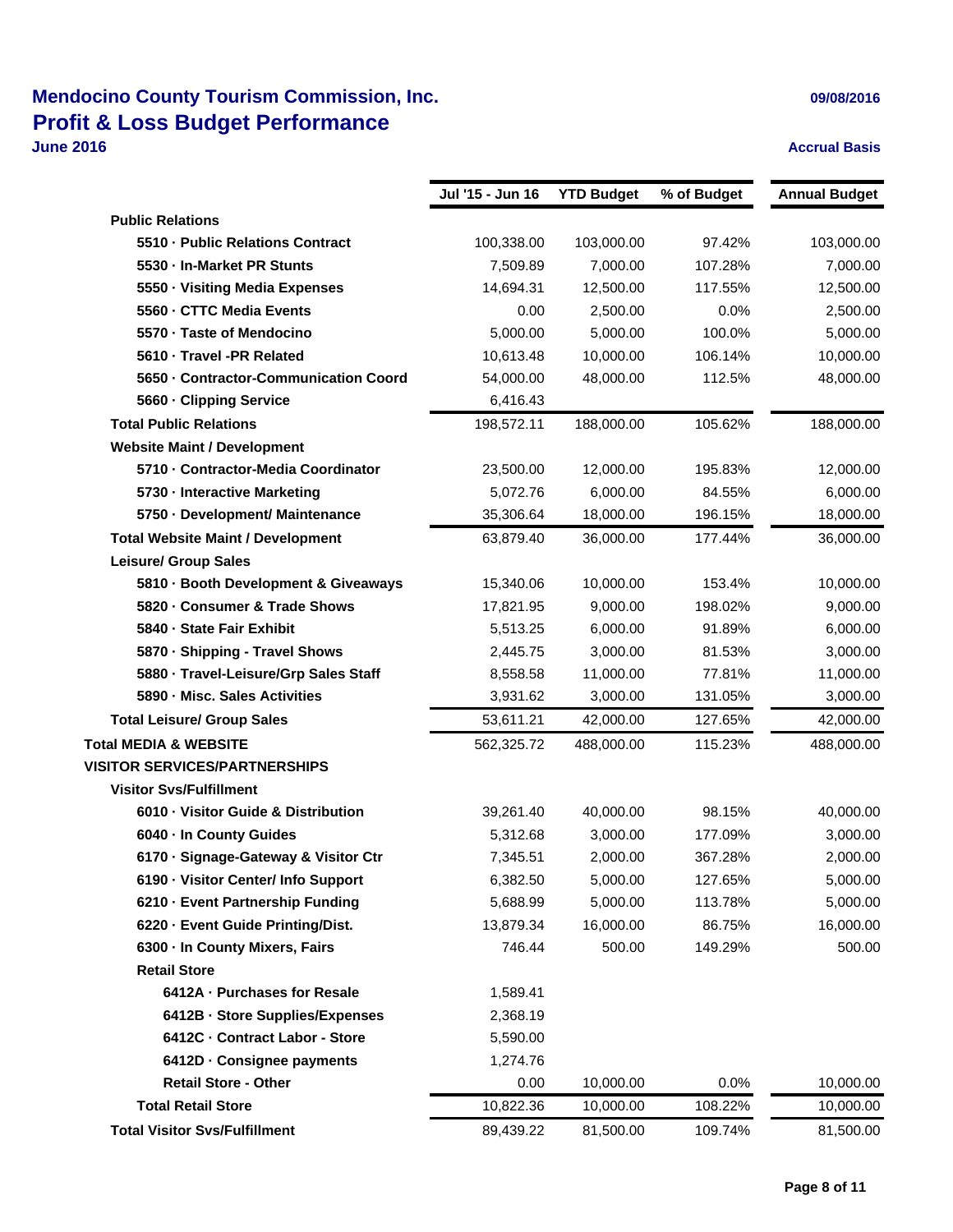# Mendocino County Tourism Commission, Inc.

## Profit & Loss Budget Performance

**June 2016**

09/08/2016

Accrual Basis

| | Jul '15 - Jun 16 | YTD Budget | % of Budget | Annual Budget |
|---|---|---|---|---|
| **Public Relations** | | | | |
| **5510 · Public Relations Contract** | 100,338.00 | 103,000.00 | 97.42% | 103,000.00 |
| **5530 · In-Market PR Stunts** | 7,509.89 | 7,000.00 | 107.28% | 7,000.00 |
| **5550 · Visiting Media Expenses** | 14,694.31 | 12,500.00 | 117.55% | 12,500.00 |
| **5560 · CTTC Media Events** | 0.00 | 2,500.00 | 0.0% | 2,500.00 |
| **5570 · Taste of Mendocino** | 5,000.00 | 5,000.00 | 100.0% | 5,000.00 |
| **5610 · Travel -PR Related** | 10,613.48 | 10,000.00 | 106.14% | 10,000.00 |
| **5650 · Contractor-Communication Coord** | 54,000.00 | 48,000.00 | 112.5% | 48,000.00 |
| **5660 · Clipping Service** | 6,416.43 | | | |
| **Total Public Relations** | 198,572.11 | 188,000.00 | 105.62% | 188,000.00 |
| **Website Maint / Development** | | | | |
| **5710 · Contractor-Media Coordinator** | 23,500.00 | 12,000.00 | 195.83% | 12,000.00 |
| **5730 · Interactive Marketing** | 5,072.76 | 6,000.00 | 84.55% | 6,000.00 |
| **5750 · Development/ Maintenance** | 35,306.64 | 18,000.00 | 196.15% | 18,000.00 |
| **Total Website Maint / Development** | 63,879.40 | 36,000.00 | 177.44% | 36,000.00 |
| **Leisure/ Group Sales** | | | | |
| **5810 · Booth Development & Giveaways** | 15,340.06 | 10,000.00 | 153.4% | 10,000.00 |
| **5820 · Consumer & Trade Shows** | 17,821.95 | 9,000.00 | 198.02% | 9,000.00 |
| **5840 · State Fair Exhibit** | 5,513.25 | 6,000.00 | 91.89% | 6,000.00 |
| **5870 · Shipping - Travel Shows** | 2,445.75 | 3,000.00 | 81.53% | 3,000.00 |
| **5880 · Travel-Leisure/Grp Sales Staff** | 8,558.58 | 11,000.00 | 77.81% | 11,000.00 |
| **5890 · Misc. Sales Activities** | 3,931.62 | 3,000.00 | 131.05% | 3,000.00 |
| **Total Leisure/ Group Sales** | 53,611.21 | 42,000.00 | 127.65% | 42,000.00 |
| **Total MEDIA & WEBSITE** | 562,325.72 | 488,000.00 | 115.23% | 488,000.00 |
| **VISITOR SERVICES/PARTNERSHIPS** | | | | |
| **Visitor Svs/Fulfillment** | | | | |
| **6010 · Visitor Guide & Distribution** | 39,261.40 | 40,000.00 | 98.15% | 40,000.00 |
| **6040 · In County Guides** | 5,312.68 | 3,000.00 | 177.09% | 3,000.00 |
| **6170 · Signage-Gateway & Visitor Ctr** | 7,345.51 | 2,000.00 | 367.28% | 2,000.00 |
| **6190 · Visitor Center/ Info Support** | 6,382.50 | 5,000.00 | 127.65% | 5,000.00 |
| **6210 · Event Partnership Funding** | 5,688.99 | 5,000.00 | 113.78% | 5,000.00 |
| **6220 · Event Guide Printing/Dist.** | 13,879.34 | 16,000.00 | 86.75% | 16,000.00 |
| **6300 · In County Mixers, Fairs** | 746.44 | 500.00 | 149.29% | 500.00 |
| **Retail Store** | | | | |
| **6412A · Purchases for Resale** | 1,589.41 | | | |
| **6412B · Store Supplies/Expenses** | 2,368.19 | | | |
| **6412C · Contract Labor - Store** | 5,590.00 | | | |
| **6412D · Consignee payments** | 1,274.76 | | | |
| **Retail Store - Other** | 0.00 | 10,000.00 | 0.0% | 10,000.00 |
| **Total Retail Store** | 10,822.36 | 10,000.00 | 108.22% | 10,000.00 |
| **Total Visitor Svs/Fulfillment** | 89,439.22 | 81,500.00 | 109.74% | 81,500.00 |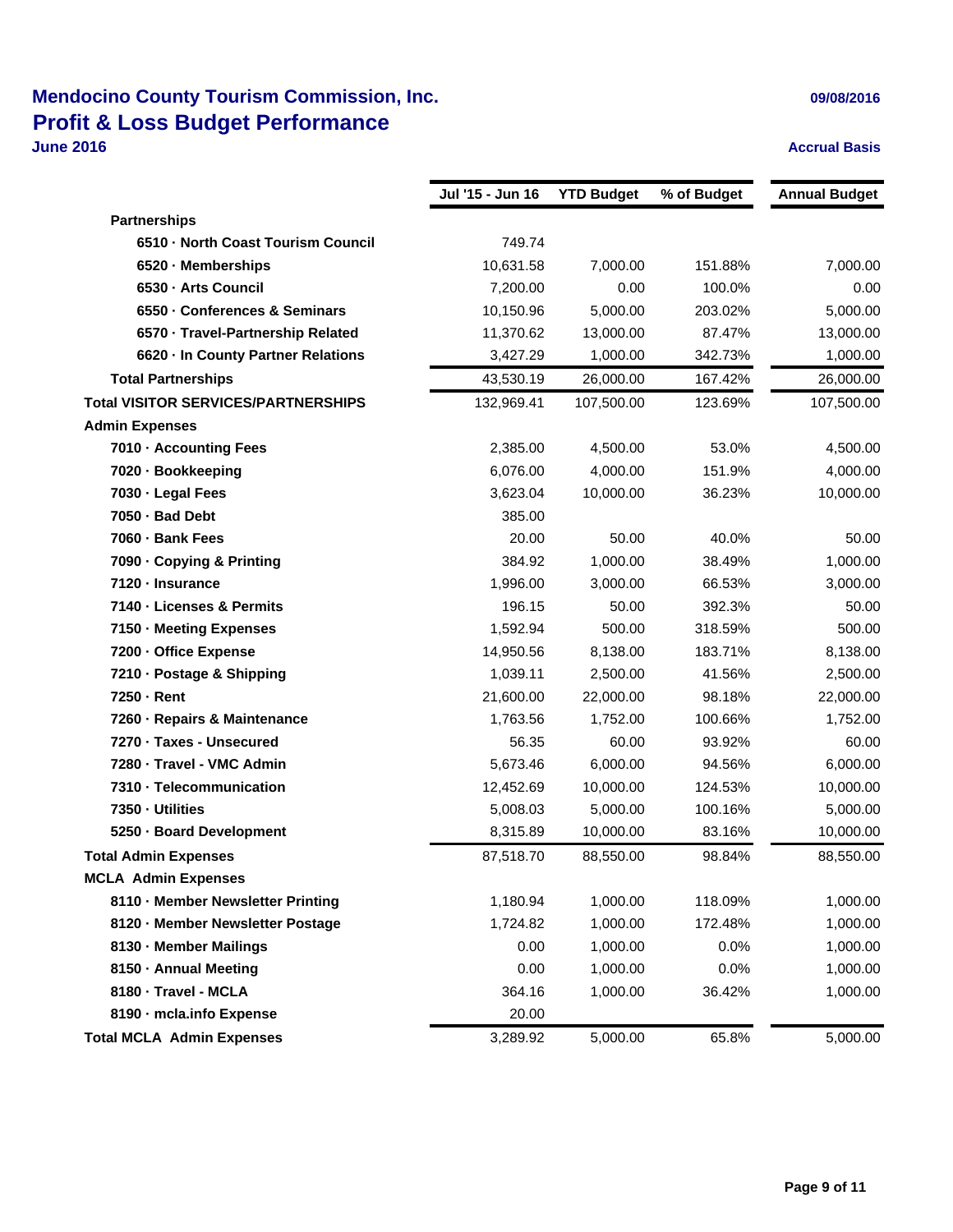# Mendocino County Tourism Commission, Inc.

## Profit & Loss Budget Performance

**June 2016**

09/08/2016

Accrual Basis

| | Jul '15 - Jun 16 | YTD Budget | % of Budget | Annual Budget |
|---|---|---|---|---|
| **Partnerships** | | | | |
| **6510 · North Coast Tourism Council** | 749.74 | | | |
| **6520 · Memberships** | 10,631.58 | 7,000.00 | 151.88% | 7,000.00 |
| **6530 · Arts Council** | 7,200.00 | 0.00 | 100.0% | 0.00 |
| **6550 · Conferences & Seminars** | 10,150.96 | 5,000.00 | 203.02% | 5,000.00 |
| **6570 · Travel-Partnership Related** | 11,370.62 | 13,000.00 | 87.47% | 13,000.00 |
| **6620 · In County Partner Relations** | 3,427.29 | 1,000.00 | 342.73% | 1,000.00 |
| **Total Partnerships** | 43,530.19 | 26,000.00 | 167.42% | 26,000.00 |
| **Total VISITOR SERVICES/PARTNERSHIPS** | 132,969.41 | 107,500.00 | 123.69% | 107,500.00 |
| **Admin Expenses** | | | | |
| **7010 · Accounting Fees** | 2,385.00 | 4,500.00 | 53.0% | 4,500.00 |
| **7020 · Bookkeeping** | 6,076.00 | 4,000.00 | 151.9% | 4,000.00 |
| **7030 · Legal Fees** | 3,623.04 | 10,000.00 | 36.23% | 10,000.00 |
| **7050 · Bad Debt** | 385.00 | | | |
| **7060 · Bank Fees** | 20.00 | 50.00 | 40.0% | 50.00 |
| **7090 · Copying & Printing** | 384.92 | 1,000.00 | 38.49% | 1,000.00 |
| **7120 · Insurance** | 1,996.00 | 3,000.00 | 66.53% | 3,000.00 |
| **7140 · Licenses & Permits** | 196.15 | 50.00 | 392.3% | 50.00 |
| **7150 · Meeting Expenses** | 1,592.94 | 500.00 | 318.59% | 500.00 |
| **7200 · Office Expense** | 14,950.56 | 8,138.00 | 183.71% | 8,138.00 |
| **7210 · Postage & Shipping** | 1,039.11 | 2,500.00 | 41.56% | 2,500.00 |
| **7250 · Rent** | 21,600.00 | 22,000.00 | 98.18% | 22,000.00 |
| **7260 · Repairs & Maintenance** | 1,763.56 | 1,752.00 | 100.66% | 1,752.00 |
| **7270 · Taxes - Unsecured** | 56.35 | 60.00 | 93.92% | 60.00 |
| **7280 · Travel - VMC Admin** | 5,673.46 | 6,000.00 | 94.56% | 6,000.00 |
| **7310 · Telecommunication** | 12,452.69 | 10,000.00 | 124.53% | 10,000.00 |
| **7350 · Utilities** | 5,008.03 | 5,000.00 | 100.16% | 5,000.00 |
| **5250 · Board Development** | 8,315.89 | 10,000.00 | 83.16% | 10,000.00 |
| **Total Admin Expenses** | 87,518.70 | 88,550.00 | 98.84% | 88,550.00 |
| **MCLA Admin Expenses** | | | | |
| **8110 · Member Newsletter Printing** | 1,180.94 | 1,000.00 | 118.09% | 1,000.00 |
| **8120 · Member Newsletter Postage** | 1,724.82 | 1,000.00 | 172.48% | 1,000.00 |
| **8130 · Member Mailings** | 0.00 | 1,000.00 | 0.0% | 1,000.00 |
| **8150 · Annual Meeting** | 0.00 | 1,000.00 | 0.0% | 1,000.00 |
| **8180 · Travel - MCLA** | 364.16 | 1,000.00 | 36.42% | 1,000.00 |
| **8190 · mcla.info Expense** | 20.00 | | | |
| **Total MCLA Admin Expenses** | 3,289.92 | 5,000.00 | 65.8% | 5,000.00 |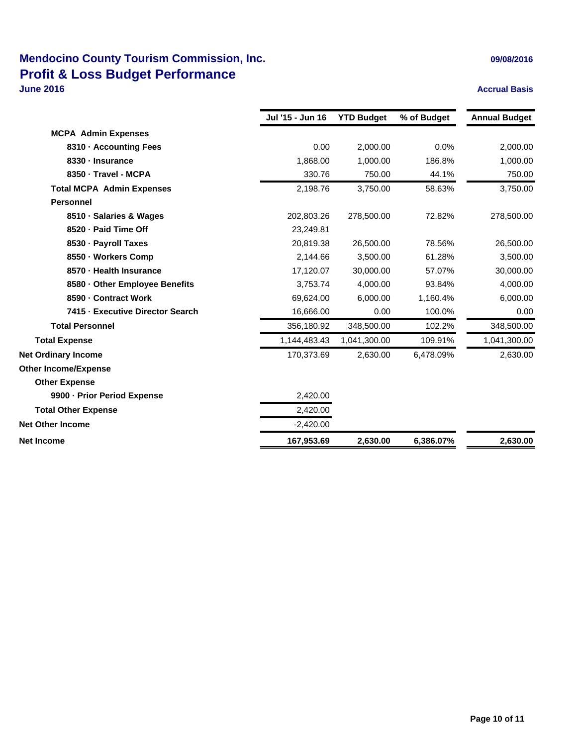# Mendocino County Tourism Commission, Inc.

## Profit & Loss Budget Performance

**June 2016**

09/08/2016

**Accrual Basis**

| | Jul '15 - Jun 16 | YTD Budget | % of Budget | Annual Budget |
|---|---|---|---|---|
| **MCPA Admin Expenses** | | | | |
| **8310 · Accounting Fees** | 0.00 | 2,000.00 | 0.0% | 2,000.00 |
| **8330 · Insurance** | 1,868.00 | 1,000.00 | 186.8% | 1,000.00 |
| **8350 · Travel - MCPA** | 330.76 | 750.00 | 44.1% | 750.00 |
| **Total MCPA Admin Expenses** | 2,198.76 | 3,750.00 | 58.63% | 3,750.00 |
| **Personnel** | | | | |
| **8510 · Salaries & Wages** | 202,803.26 | 278,500.00 | 72.82% | 278,500.00 |
| **8520 · Paid Time Off** | 23,249.81 | | | |
| **8530 · Payroll Taxes** | 20,819.38 | 26,500.00 | 78.56% | 26,500.00 |
| **8550 · Workers Comp** | 2,144.66 | 3,500.00 | 61.28% | 3,500.00 |
| **8570 · Health Insurance** | 17,120.07 | 30,000.00 | 57.07% | 30,000.00 |
| **8580 · Other Employee Benefits** | 3,753.74 | 4,000.00 | 93.84% | 4,000.00 |
| **8590 · Contract Work** | 69,624.00 | 6,000.00 | 1,160.4% | 6,000.00 |
| **7415 · Executive Director Search** | 16,666.00 | 0.00 | 100.0% | 0.00 |
| **Total Personnel** | 356,180.92 | 348,500.00 | 102.2% | 348,500.00 |
| **Total Expense** | 1,144,483.43 | 1,041,300.00 | 109.91% | 1,041,300.00 |
| **Net Ordinary Income** | 170,373.69 | 2,630.00 | 6,478.09% | 2,630.00 |
| **Other Income/Expense** | | | | |
| **Other Expense** | | | | |
| **9900 · Prior Period Expense** | 2,420.00 | | | |
| **Total Other Expense** | 2,420.00 | | | |
| **Net Other Income** | -2,420.00 | | | |
| **Net Income** | **167,953.69** | **2,630.00** | **6,386.07%** | **2,630.00** |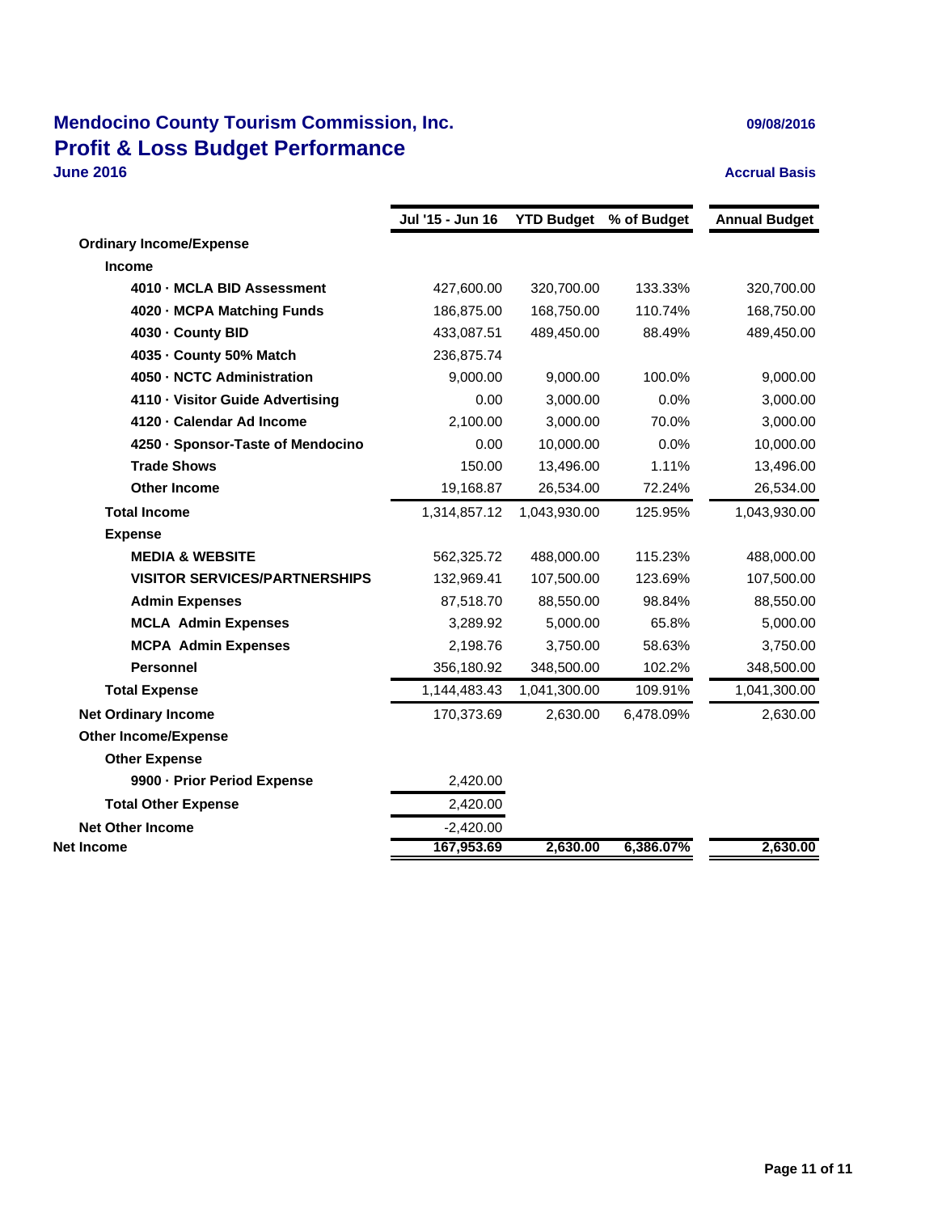# Mendocino County Tourism Commission, Inc.

09/08/2016

## Profit & Loss Budget Performance

**June 2016**

**Accrual Basis**

| | Jul '15 - Jun 16 | YTD Budget | % of Budget | Annual Budget |
|---|---|---|---|---|
| **Ordinary Income/Expense** | | | | |
| **Income** | | | | |
| **4010 · MCLA BID Assessment** | 427,600.00 | 320,700.00 | 133.33% | 320,700.00 |
| **4020 · MCPA Matching Funds** | 186,875.00 | 168,750.00 | 110.74% | 168,750.00 |
| **4030 · County BID** | 433,087.51 | 489,450.00 | 88.49% | 489,450.00 |
| **4035 · County 50% Match** | 236,875.74 | | | |
| **4050 · NCTC Administration** | 9,000.00 | 9,000.00 | 100.0% | 9,000.00 |
| **4110 · Visitor Guide Advertising** | 0.00 | 3,000.00 | 0.0% | 3,000.00 |
| **4120 · Calendar Ad Income** | 2,100.00 | 3,000.00 | 70.0% | 3,000.00 |
| **4250 · Sponsor-Taste of Mendocino** | 0.00 | 10,000.00 | 0.0% | 10,000.00 |
| **Trade Shows** | 150.00 | 13,496.00 | 1.11% | 13,496.00 |
| **Other Income** | 19,168.87 | 26,534.00 | 72.24% | 26,534.00 |
| **Total Income** | 1,314,857.12 | 1,043,930.00 | 125.95% | 1,043,930.00 |
| **Expense** | | | | |
| **MEDIA & WEBSITE** | 562,325.72 | 488,000.00 | 115.23% | 488,000.00 |
| **VISITOR SERVICES/PARTNERSHIPS** | 132,969.41 | 107,500.00 | 123.69% | 107,500.00 |
| **Admin Expenses** | 87,518.70 | 88,550.00 | 98.84% | 88,550.00 |
| **MCLA Admin Expenses** | 3,289.92 | 5,000.00 | 65.8% | 5,000.00 |
| **MCPA Admin Expenses** | 2,198.76 | 3,750.00 | 58.63% | 3,750.00 |
| **Personnel** | 356,180.92 | 348,500.00 | 102.2% | 348,500.00 |
| **Total Expense** | 1,144,483.43 | 1,041,300.00 | 109.91% | 1,041,300.00 |
| **Net Ordinary Income** | 170,373.69 | 2,630.00 | 6,478.09% | 2,630.00 |
| **Other Income/Expense** | | | | |
| **Other Expense** | | | | |
| **9900 · Prior Period Expense** | 2,420.00 | | | |
| **Total Other Expense** | 2,420.00 | | | |
| **Net Other Income** | -2,420.00 | | | |
| **Net Income** | **167,953.69** | **2,630.00** | **6,386.07%** | **2,630.00** |